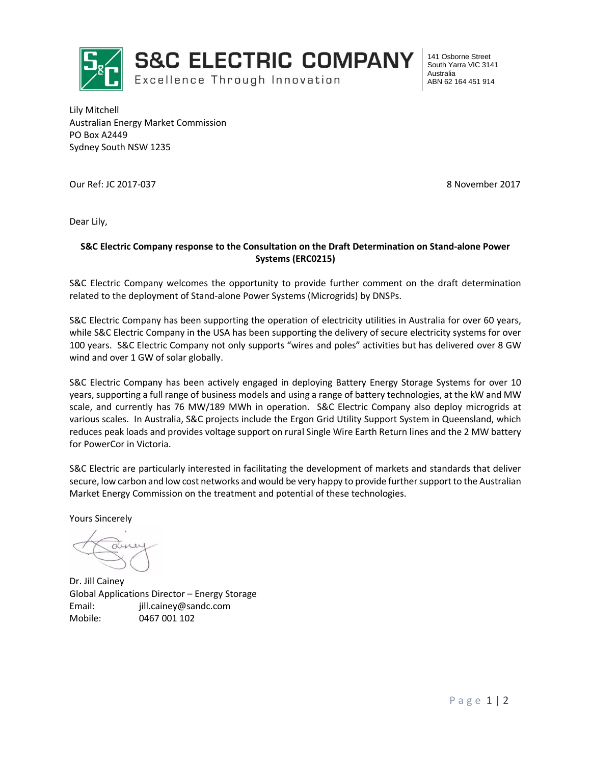**S&C ELECTRIC COMPANY**
Excellence Through Innovation

141 Osborne Street
South Yarra VIC 3141
Australia
ABN 62 164 451 914

Lily Mitchell
Australian Energy Market Commission
PO Box A2449
Sydney South NSW 1235

Our Ref: JC 2017-037

8 November 2017

Dear Lily,

**S&C Electric Company response to the Consultation on the Draft Determination on Stand-alone Power Systems (ERC0215)**

S&C Electric Company welcomes the opportunity to provide further comment on the draft determination related to the deployment of Stand-alone Power Systems (Microgrids) by DNSPs.

S&C Electric Company has been supporting the operation of electricity utilities in Australia for over 60 years, while S&C Electric Company in the USA has been supporting the delivery of secure electricity systems for over 100 years. S&C Electric Company not only supports "wires and poles" activities but has delivered over 8 GW wind and over 1 GW of solar globally.

S&C Electric Company has been actively engaged in deploying Battery Energy Storage Systems for over 10 years, supporting a full range of business models and using a range of battery technologies, at the kW and MW scale, and currently has 76 MW/189 MWh in operation. S&C Electric Company also deploy microgrids at various scales. In Australia, S&C projects include the Ergon Grid Utility Support System in Queensland, which reduces peak loads and provides voltage support on rural Single Wire Earth Return lines and the 2 MW battery for PowerCor in Victoria.

S&C Electric are particularly interested in facilitating the development of markets and standards that deliver secure, low carbon and low cost networks and would be very happy to provide further support to the Australian Market Energy Commission on the treatment and potential of these technologies.

Yours Sincerely

Dr. Jill Cainey
Global Applications Director – Energy Storage
Email: jill.cainey@sandc.com
Mobile: 0467 001 102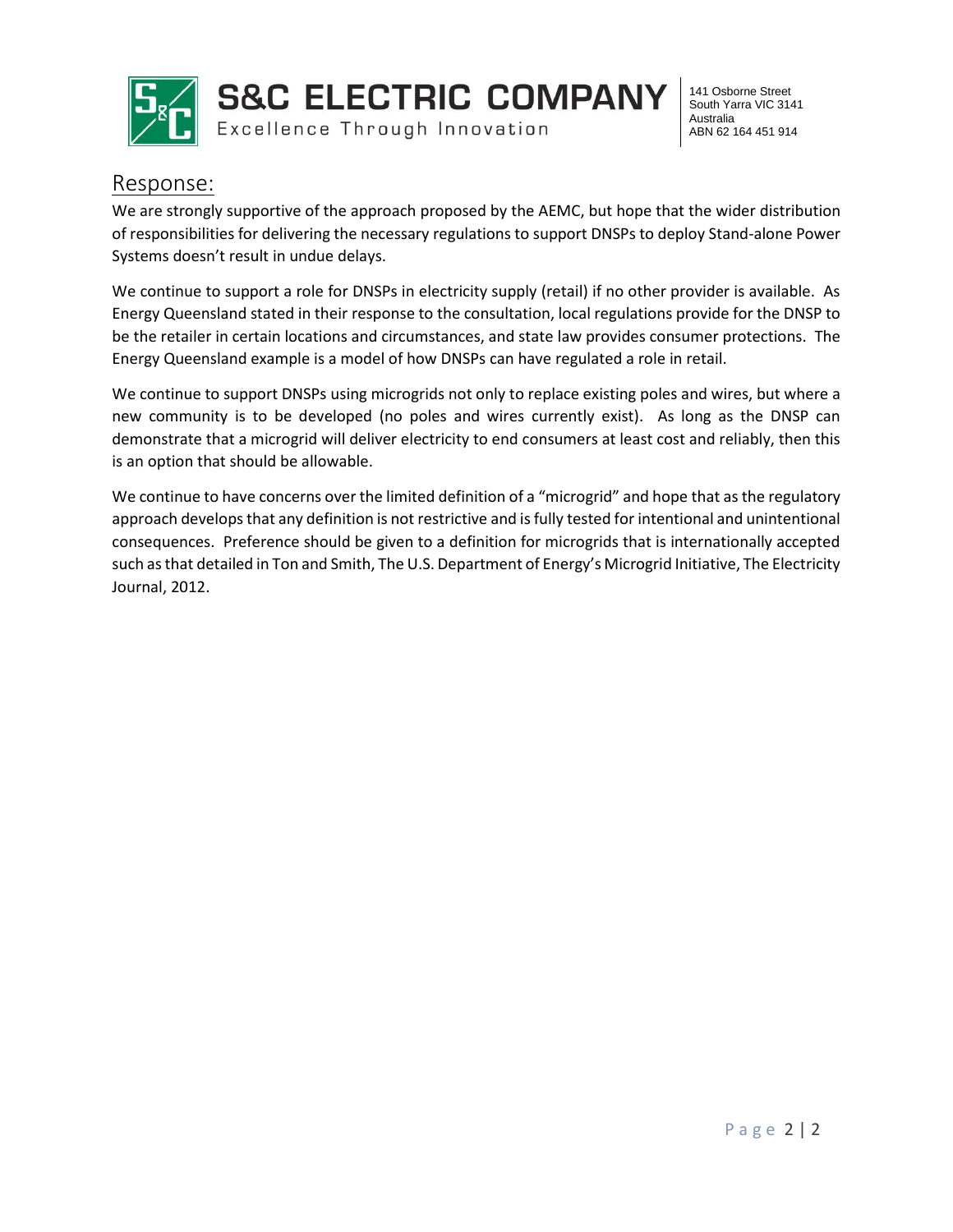## Response:

We are strongly supportive of the approach proposed by the AEMC, but hope that the wider distribution of responsibilities for delivering the necessary regulations to support DNSPs to deploy Stand-alone Power Systems doesn't result in undue delays.

We continue to support a role for DNSPs in electricity supply (retail) if no other provider is available. As Energy Queensland stated in their response to the consultation, local regulations provide for the DNSP to be the retailer in certain locations and circumstances, and state law provides consumer protections. The Energy Queensland example is a model of how DNSPs can have regulated a role in retail.

We continue to support DNSPs using microgrids not only to replace existing poles and wires, but where a new community is to be developed (no poles and wires currently exist). As long as the DNSP can demonstrate that a microgrid will deliver electricity to end consumers at least cost and reliably, then this is an option that should be allowable.

We continue to have concerns over the limited definition of a "microgrid" and hope that as the regulatory approach develops that any definition is not restrictive and is fully tested for intentional and unintentional consequences. Preference should be given to a definition for microgrids that is internationally accepted such as that detailed in Ton and Smith, The U.S. Department of Energy's Microgrid Initiative, The Electricity Journal, 2012.